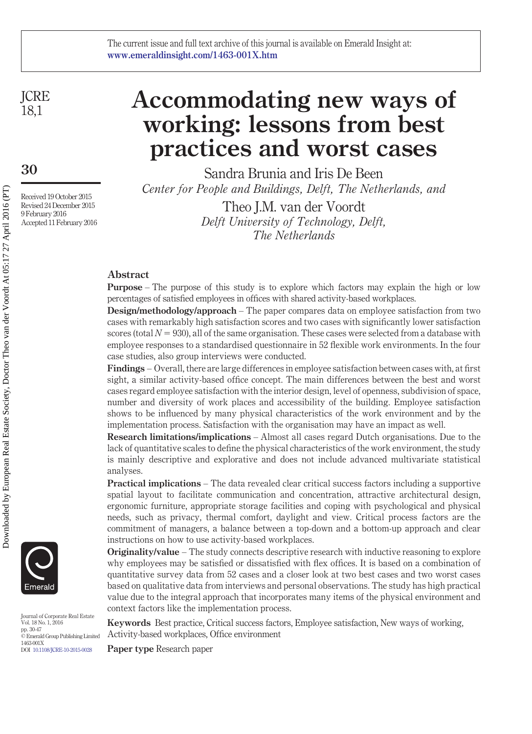The current issue and full text archive of this journal is available on Emerald Insight at: www.emeraldinsight.com/1463-001X.htm

# Accommodating new ways of working: lessons from best practices and worst cases

Sandra Brunia and Iris De Been
*Center for People and Buildings, Delft, The Netherlands, and*

Theo J.M. van der Voordt
*Delft University of Technology, Delft, The Netherlands*

Received 19 October 2015
Revised 24 December 2015
9 February 2016
Accepted 11 February 2016

## Abstract

**Purpose** – The purpose of this study is to explore which factors may explain the high or low percentages of satisfied employees in offices with shared activity-based workplaces.

**Design/methodology/approach** – The paper compares data on employee satisfaction from two cases with remarkably high satisfaction scores and two cases with significantly lower satisfaction scores (total $N = 930$), all of the same organisation. These cases were selected from a database with employee responses to a standardised questionnaire in 52 flexible work environments. In the four case studies, also group interviews were conducted.

**Findings** – Overall, there are large differences in employee satisfaction between cases with, at first sight, a similar activity-based office concept. The main differences between the best and worst cases regard employee satisfaction with the interior design, level of openness, subdivision of space, number and diversity of work places and accessibility of the building. Employee satisfaction shows to be influenced by many physical characteristics of the work environment and by the implementation process. Satisfaction with the organisation may have an impact as well.

**Research limitations/implications** – Almost all cases regard Dutch organisations. Due to the lack of quantitative scales to define the physical characteristics of the work environment, the study is mainly descriptive and explorative and does not include advanced multivariate statistical analyses.

**Practical implications** – The data revealed clear critical success factors including a supportive spatial layout to facilitate communication and concentration, attractive architectural design, ergonomic furniture, appropriate storage facilities and coping with psychological and physical needs, such as privacy, thermal comfort, daylight and view. Critical process factors are the commitment of managers, a balance between a top-down and a bottom-up approach and clear instructions on how to use activity-based workplaces.

**Originality/value** – The study connects descriptive research with inductive reasoning to explore why employees may be satisfied or dissatisfied with flex offices. It is based on a combination of quantitative survey data from 52 cases and a closer look at two best cases and two worst cases based on qualitative data from interviews and personal observations. The study has high practical value due to the integral approach that incorporates many items of the physical environment and context factors like the implementation process.

**Keywords** Best practice, Critical success factors, Employee satisfaction, New ways of working, Activity-based workplaces, Office environment

**Paper type** Research paper

Journal of Corporate Real Estate
Vol. 18 No. 1, 2016
pp. 30-47
© Emerald Group Publishing Limited
1463-001X
DOI 10.1108/JCRE-10-2015-0028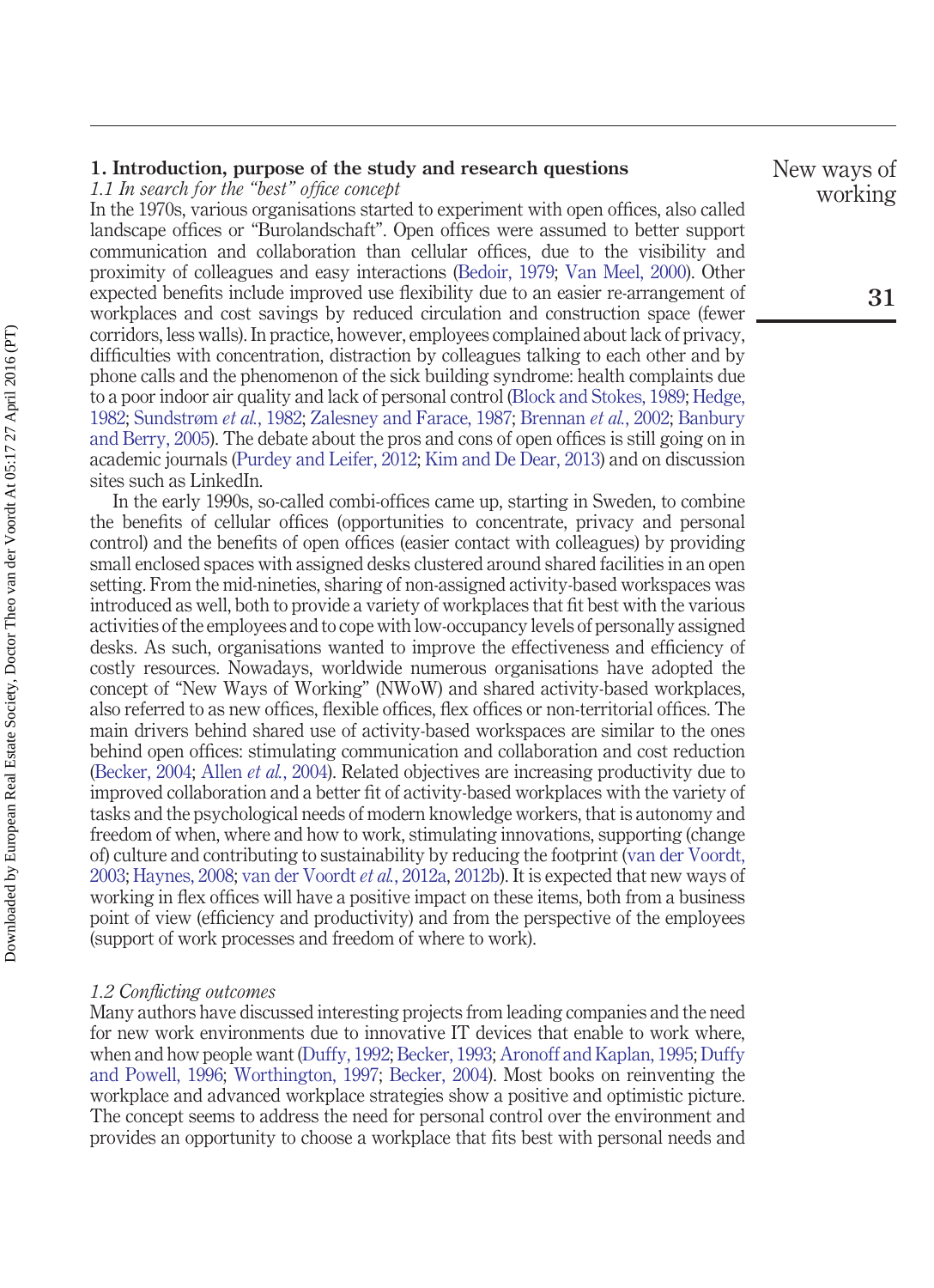## 1. Introduction, purpose of the study and research questions

### *1.1 In search for the "best" office concept*

In the 1970s, various organisations started to experiment with open offices, also called landscape offices or "Burolandschaft". Open offices were assumed to better support communication and collaboration than cellular offices, due to the visibility and proximity of colleagues and easy interactions (Bedoir, 1979; Van Meel, 2000). Other expected benefits include improved use flexibility due to an easier re-arrangement of workplaces and cost savings by reduced circulation and construction space (fewer corridors, less walls). In practice, however, employees complained about lack of privacy, difficulties with concentration, distraction by colleagues talking to each other and by phone calls and the phenomenon of the sick building syndrome: health complaints due to a poor indoor air quality and lack of personal control (Block and Stokes, 1989; Hedge, 1982; Sundstrøm *et al.*, 1982; Zalesney and Farace, 1987; Brennan *et al.*, 2002; Banbury and Berry, 2005). The debate about the pros and cons of open offices is still going on in academic journals (Purdey and Leifer, 2012; Kim and De Dear, 2013) and on discussion sites such as LinkedIn.

In the early 1990s, so-called combi-offices came up, starting in Sweden, to combine the benefits of cellular offices (opportunities to concentrate, privacy and personal control) and the benefits of open offices (easier contact with colleagues) by providing small enclosed spaces with assigned desks clustered around shared facilities in an open setting. From the mid-nineties, sharing of non-assigned activity-based workspaces was introduced as well, both to provide a variety of workplaces that fit best with the various activities of the employees and to cope with low-occupancy levels of personally assigned desks. As such, organisations wanted to improve the effectiveness and efficiency of costly resources. Nowadays, worldwide numerous organisations have adopted the concept of "New Ways of Working" (NWoW) and shared activity-based workplaces, also referred to as new offices, flexible offices, flex offices or non-territorial offices. The main drivers behind shared use of activity-based workspaces are similar to the ones behind open offices: stimulating communication and collaboration and cost reduction (Becker, 2004; Allen *et al.*, 2004). Related objectives are increasing productivity due to improved collaboration and a better fit of activity-based workplaces with the variety of tasks and the psychological needs of modern knowledge workers, that is autonomy and freedom of when, where and how to work, stimulating innovations, supporting (change of) culture and contributing to sustainability by reducing the footprint (van der Voordt, 2003; Haynes, 2008; van der Voordt *et al.*, 2012a, 2012b). It is expected that new ways of working in flex offices will have a positive impact on these items, both from a business point of view (efficiency and productivity) and from the perspective of the employees (support of work processes and freedom of where to work).

### *1.2 Conflicting outcomes*

Many authors have discussed interesting projects from leading companies and the need for new work environments due to innovative IT devices that enable to work where, when and how people want (Duffy, 1992; Becker, 1993; Aronoff and Kaplan, 1995; Duffy and Powell, 1996; Worthington, 1997; Becker, 2004). Most books on reinventing the workplace and advanced workplace strategies show a positive and optimistic picture. The concept seems to address the need for personal control over the environment and provides an opportunity to choose a workplace that fits best with personal needs and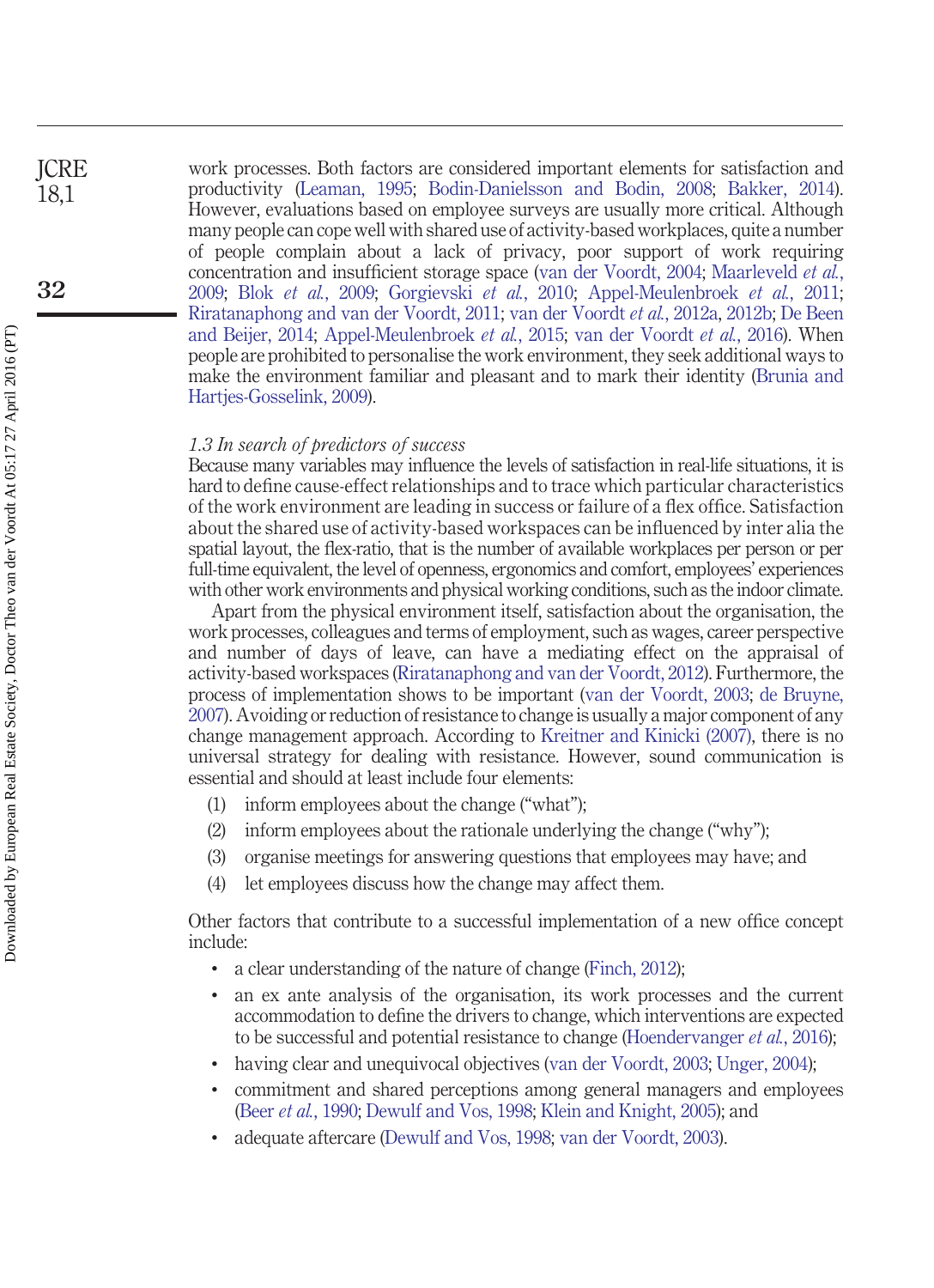work processes. Both factors are considered important elements for satisfaction and productivity (Leaman, 1995; Bodin-Danielsson and Bodin, 2008; Bakker, 2014). However, evaluations based on employee surveys are usually more critical. Although many people can cope well with shared use of activity-based workplaces, quite a number of people complain about a lack of privacy, poor support of work requiring concentration and insufficient storage space (van der Voordt, 2004; Maarleveld *et al.*, 2009; Blok *et al.*, 2009; Gorgievski *et al.*, 2010; Appel-Meulenbroek *et al.*, 2011; Riratanaphong and van der Voordt, 2011; van der Voordt *et al.*, 2012a, 2012b; De Been and Beijer, 2014; Appel-Meulenbroek *et al.*, 2015; van der Voordt *et al.*, 2016). When people are prohibited to personalise the work environment, they seek additional ways to make the environment familiar and pleasant and to mark their identity (Brunia and Hartjes-Gosselink, 2009).

### *1.3 In search of predictors of success*

Because many variables may influence the levels of satisfaction in real-life situations, it is hard to define cause-effect relationships and to trace which particular characteristics of the work environment are leading in success or failure of a flex office. Satisfaction about the shared use of activity-based workspaces can be influenced by inter alia the spatial layout, the flex-ratio, that is the number of available workplaces per person or per full-time equivalent, the level of openness, ergonomics and comfort, employees' experiences with other work environments and physical working conditions, such as the indoor climate.

Apart from the physical environment itself, satisfaction about the organisation, the work processes, colleagues and terms of employment, such as wages, career perspective and number of days of leave, can have a mediating effect on the appraisal of activity-based workspaces (Riratanaphong and van der Voordt, 2012). Furthermore, the process of implementation shows to be important (van der Voordt, 2003; de Bruyne, 2007). Avoiding or reduction of resistance to change is usually a major component of any change management approach. According to Kreitner and Kinicki (2007), there is no universal strategy for dealing with resistance. However, sound communication is essential and should at least include four elements:

1. inform employees about the change ("what");
2. inform employees about the rationale underlying the change ("why");
3. organise meetings for answering questions that employees may have; and
4. let employees discuss how the change may affect them.

Other factors that contribute to a successful implementation of a new office concept include:

- a clear understanding of the nature of change (Finch, 2012);
- an ex ante analysis of the organisation, its work processes and the current accommodation to define the drivers to change, which interventions are expected to be successful and potential resistance to change (Hoendervanger *et al.*, 2016);
- having clear and unequivocal objectives (van der Voordt, 2003; Unger, 2004);
- commitment and shared perceptions among general managers and employees (Beer *et al.*, 1990; Dewulf and Vos, 1998; Klein and Knight, 2005); and
- adequate aftercare (Dewulf and Vos, 1998; van der Voordt, 2003).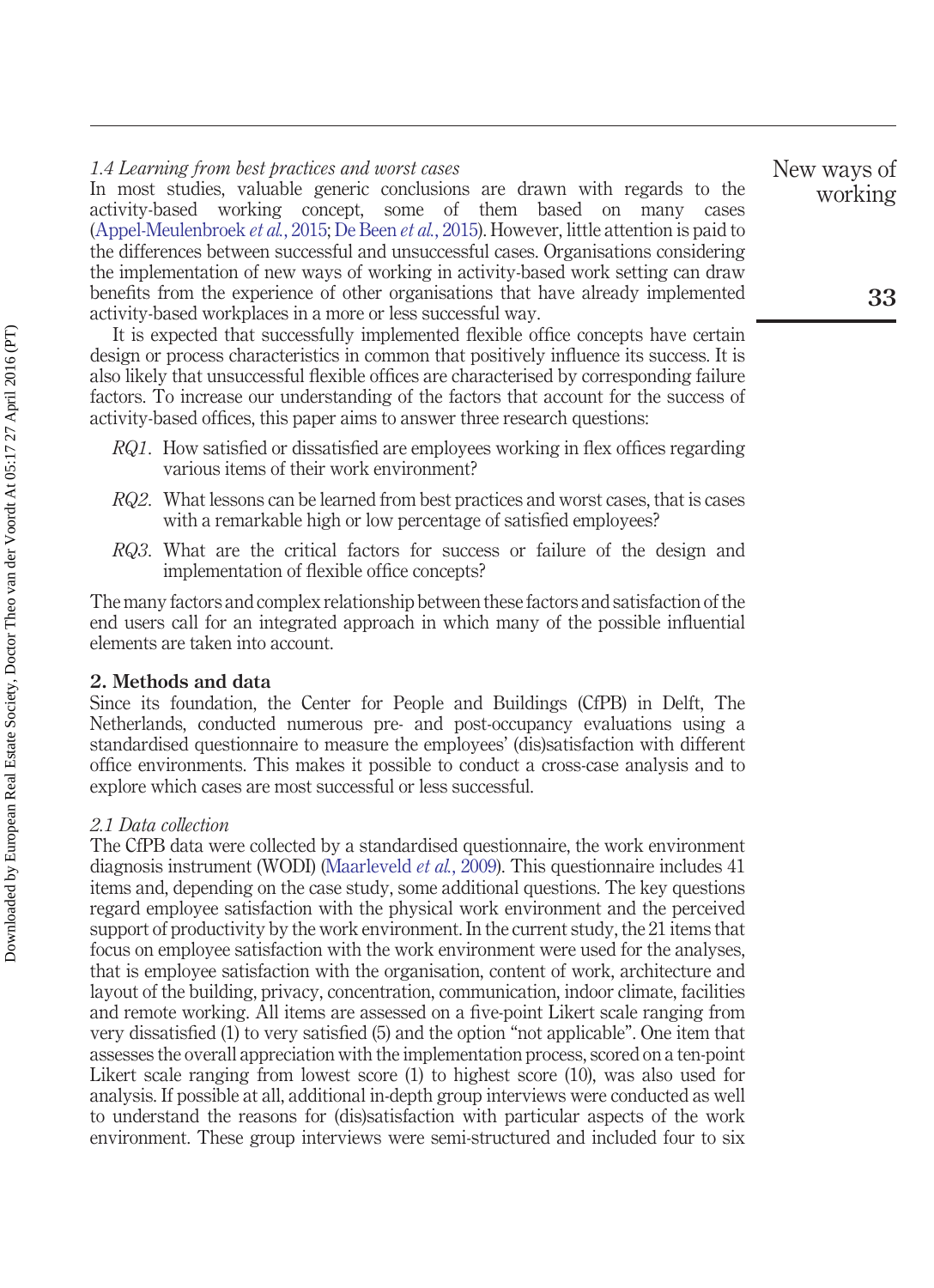### 1.4 Learning from best practices and worst cases

In most studies, valuable generic conclusions are drawn with regards to the activity-based working concept, some of them based on many cases (Appel-Meulenbroek *et al.*, 2015; De Been *et al.*, 2015). However, little attention is paid to the differences between successful and unsuccessful cases. Organisations considering the implementation of new ways of working in activity-based work setting can draw benefits from the experience of other organisations that have already implemented activity-based workplaces in a more or less successful way.

It is expected that successfully implemented flexible office concepts have certain design or process characteristics in common that positively influence its success. It is also likely that unsuccessful flexible offices are characterised by corresponding failure factors. To increase our understanding of the factors that account for the success of activity-based offices, this paper aims to answer three research questions:

- *RQ1*. How satisfied or dissatisfied are employees working in flex offices regarding various items of their work environment?
- *RQ2*. What lessons can be learned from best practices and worst cases, that is cases with a remarkable high or low percentage of satisfied employees?
- *RQ3*. What are the critical factors for success or failure of the design and implementation of flexible office concepts?

The many factors and complex relationship between these factors and satisfaction of the end users call for an integrated approach in which many of the possible influential elements are taken into account.

## 2. Methods and data

Since its foundation, the Center for People and Buildings (CfPB) in Delft, The Netherlands, conducted numerous pre- and post-occupancy evaluations using a standardised questionnaire to measure the employees' (dis)satisfaction with different office environments. This makes it possible to conduct a cross-case analysis and to explore which cases are most successful or less successful.

### 2.1 Data collection

The CfPB data were collected by a standardised questionnaire, the work environment diagnosis instrument (WODI) (Maarleveld *et al.*, 2009). This questionnaire includes 41 items and, depending on the case study, some additional questions. The key questions regard employee satisfaction with the physical work environment and the perceived support of productivity by the work environment. In the current study, the 21 items that focus on employee satisfaction with the work environment were used for the analyses, that is employee satisfaction with the organisation, content of work, architecture and layout of the building, privacy, concentration, communication, indoor climate, facilities and remote working. All items are assessed on a five-point Likert scale ranging from very dissatisfied (1) to very satisfied (5) and the option "not applicable". One item that assesses the overall appreciation with the implementation process, scored on a ten-point Likert scale ranging from lowest score (1) to highest score (10), was also used for analysis. If possible at all, additional in-depth group interviews were conducted as well to understand the reasons for (dis)satisfaction with particular aspects of the work environment. These group interviews were semi-structured and included four to six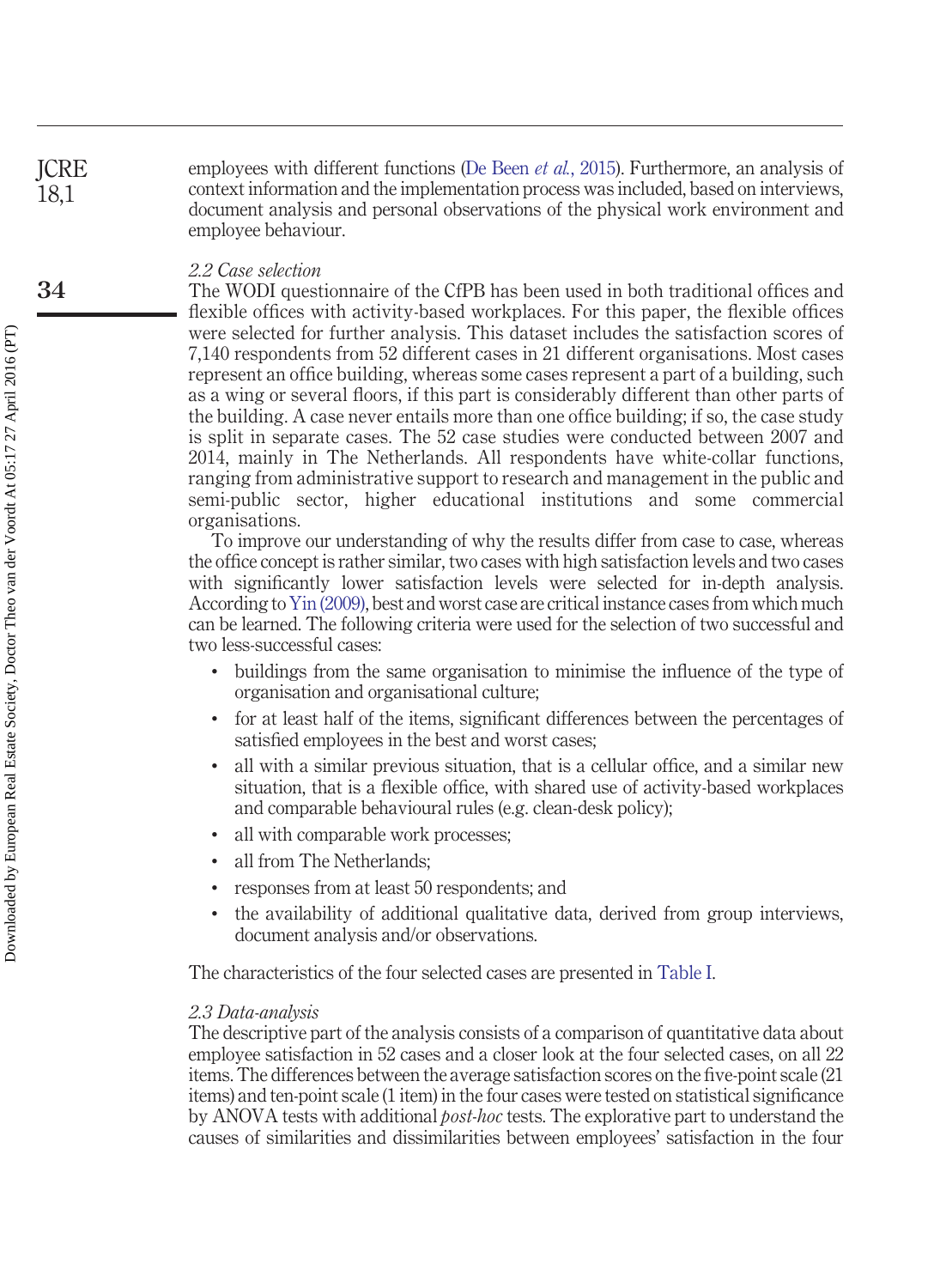employees with different functions (De Been *et al.*, 2015). Furthermore, an analysis of context information and the implementation process was included, based on interviews, document analysis and personal observations of the physical work environment and employee behaviour.

### *2.2 Case selection*

The WODI questionnaire of the CfPB has been used in both traditional offices and flexible offices with activity-based workplaces. For this paper, the flexible offices were selected for further analysis. This dataset includes the satisfaction scores of 7,140 respondents from 52 different cases in 21 different organisations. Most cases represent an office building, whereas some cases represent a part of a building, such as a wing or several floors, if this part is considerably different than other parts of the building. A case never entails more than one office building; if so, the case study is split in separate cases. The 52 case studies were conducted between 2007 and 2014, mainly in The Netherlands. All respondents have white-collar functions, ranging from administrative support to research and management in the public and semi-public sector, higher educational institutions and some commercial organisations.

To improve our understanding of why the results differ from case to case, whereas the office concept is rather similar, two cases with high satisfaction levels and two cases with significantly lower satisfaction levels were selected for in-depth analysis. According to Yin (2009), best and worst case are critical instance cases from which much can be learned. The following criteria were used for the selection of two successful and two less-successful cases:

- buildings from the same organisation to minimise the influence of the type of organisation and organisational culture;
- for at least half of the items, significant differences between the percentages of satisfied employees in the best and worst cases;
- all with a similar previous situation, that is a cellular office, and a similar new situation, that is a flexible office, with shared use of activity-based workplaces and comparable behavioural rules (e.g. clean-desk policy);
- all with comparable work processes;
- all from The Netherlands;
- responses from at least 50 respondents; and
- the availability of additional qualitative data, derived from group interviews, document analysis and/or observations.

The characteristics of the four selected cases are presented in Table I.

### *2.3 Data-analysis*

The descriptive part of the analysis consists of a comparison of quantitative data about employee satisfaction in 52 cases and a closer look at the four selected cases, on all 22 items. The differences between the average satisfaction scores on the five-point scale (21 items) and ten-point scale (1 item) in the four cases were tested on statistical significance by ANOVA tests with additional *post-hoc* tests. The explorative part to understand the causes of similarities and dissimilarities between employees' satisfaction in the four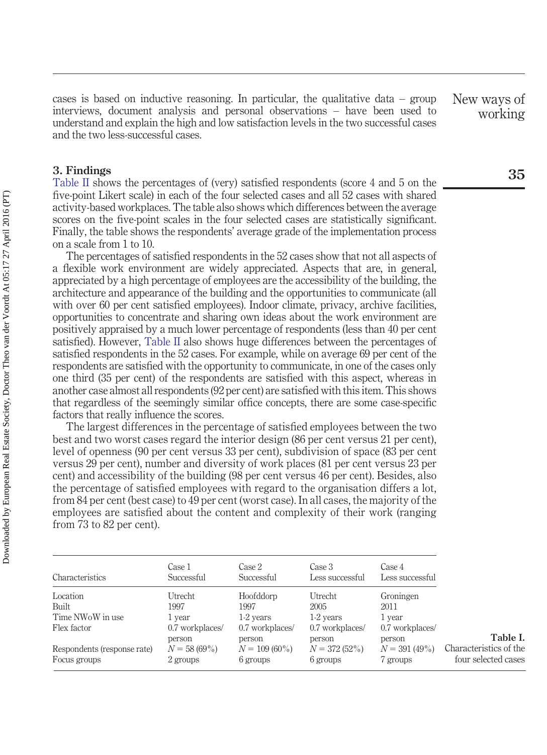cases is based on inductive reasoning. In particular, the qualitative data – group interviews, document analysis and personal observations – have been used to understand and explain the high and low satisfaction levels in the two successful cases and the two less-successful cases.

## 3. Findings

Table II shows the percentages of (very) satisfied respondents (score 4 and 5 on the five-point Likert scale) in each of the four selected cases and all 52 cases with shared activity-based workplaces. The table also shows which differences between the average scores on the five-point scales in the four selected cases are statistically significant. Finally, the table shows the respondents' average grade of the implementation process on a scale from 1 to 10.

The percentages of satisfied respondents in the 52 cases show that not all aspects of a flexible work environment are widely appreciated. Aspects that are, in general, appreciated by a high percentage of employees are the accessibility of the building, the architecture and appearance of the building and the opportunities to communicate (all with over 60 per cent satisfied employees). Indoor climate, privacy, archive facilities, opportunities to concentrate and sharing own ideas about the work environment are positively appraised by a much lower percentage of respondents (less than 40 per cent satisfied). However, Table II also shows huge differences between the percentages of satisfied respondents in the 52 cases. For example, while on average 69 per cent of the respondents are satisfied with the opportunity to communicate, in one of the cases only one third (35 per cent) of the respondents are satisfied with this aspect, whereas in another case almost all respondents (92 per cent) are satisfied with this item. This shows that regardless of the seemingly similar office concepts, there are some case-specific factors that really influence the scores.

The largest differences in the percentage of satisfied employees between the two best and two worst cases regard the interior design (86 per cent versus 21 per cent), level of openness (90 per cent versus 33 per cent), subdivision of space (83 per cent versus 29 per cent), number and diversity of work places (81 per cent versus 23 per cent) and accessibility of the building (98 per cent versus 46 per cent). Besides, also the percentage of satisfied employees with regard to the organisation differs a lot, from 84 per cent (best case) to 49 per cent (worst case). In all cases, the majority of the employees are satisfied about the content and complexity of their work (ranging from 73 to 82 per cent).

| Characteristics | Case 1 Successful | Case 2 Successful | Case 3 Less successful | Case 4 Less successful |
|---|---|---|---|---|
| Location | Utrecht | Hoofddorp | Utrecht | Groningen |
| Built | 1997 | 1997 | 2005 | 2011 |
| Time NWoW in use | 1 year | 1-2 years | 1-2 years | 1 year |
| Flex factor | 0.7 workplaces/person | 0.7 workplaces/person | 0.7 workplaces/person | 0.7 workplaces/person |
| Respondents (response rate) | $N = 58$ (69%) | $N = 109$ (60%) | $N = 372$ (52%) | $N = 391$ (49%) |
| Focus groups | 2 groups | 6 groups | 6 groups | 7 groups |

**Table I.** Characteristics of the four selected cases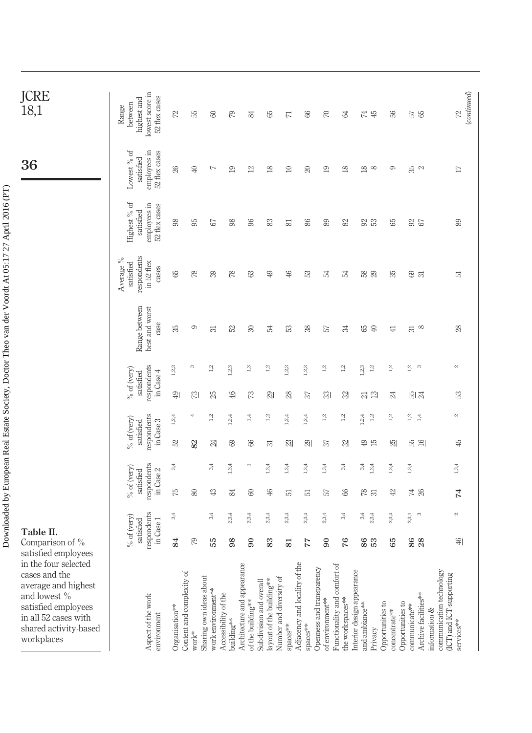**Table II.** Comparison of % satisfied employees in the four selected cases and the average and highest and lowest % satisfied employees in all 52 cases with shared activity-based workplaces

| Aspect of the work environment | % of (very) satisfied respondents in Case 1 | % of (very) satisfied respondents in Case 2 | % of (very) satisfied respondents in Case 3 | % of (very) satisfied respondents in Case 4 | Range between best and worst case | Average % satisfied respondents in 52 flex cases | Highest % of satisfied employees in 52 flex cases | Lowest % of satisfied employees in 52 flex cases | Range between highest and lowest score in 52 flex cases |
|---|---|---|---|---|---|---|---|---|---|
| Organisation** | **84** [3,4] | 75 [3,4] | 52 [1,2,4] | 49 [1,2,3] | 35 | 65 | 98 | 26 | 72 |
| Content and complexity of work* | 79 | 80 | **82** [4] | 73 [3] | 9 | 78 | 95 | 40 | 55 |
| Sharing own ideas about work environment** | **55** [3,4] | 43 [3,4] | 24 [1,2] | 25 [1,2] | 31 | 39 | 67 | 7 | 60 |
| Accessibility of the building** | **98** [2,3,4] | 84 [1,3,4] | 69 [1,2,4] | 46 [1,2,3] | 52 | 78 | 98 | 19 | 79 |
| Architecture and appearance of the building** | **90** [2,3,4] | 60 [1] | 66 [1,4] | 73 [1,3] | 30 | 63 | 96 | 12 | 84 |
| Subdivision and overall layout of the building** | **83** [2,3,4] | 46 [1,3,4] | 31 [1,2] | 29 [1,2] | 54 | 49 | 83 | 18 | 65 |
| Number and diversity of spaces** | **81** [2,3,4] | 51 [1,3,4] | 23 [1,2,4] | 28 [1,2,3] | 53 | 46 | 81 | 10 | 71 |
| Adjacency and locality of the spaces** | **77** [2,3,4] | 51 [1,3,4] | 29 [1,2,4] | 37 [1,2,3] | 38 | 53 | 86 | 20 | 66 |
| Openness and transparency of environment** | **90** [2,3,4] | 57 [1,3,4] | 37 [1,2] | 33 [1,2] | 57 | 54 | 89 | 19 | 70 |
| Functionality and comfort of the workspaces** | **76** [3,4] | 66 [3,4] | 32 [1,2] | 32 [1,2] | 34 | 54 | 82 | 18 | 64 |
| Interior design appearance and ambiance** | **86** [3,4] | 78 [3,4] | 49 [1,2,4] | 21 [1,2,3] | 65 | 58 | 92 | 18 | 74 |
| Privacy | **53** [2,3,4] | 31 [1,3,4] | 15 [1,2] | 13 [1,2] | 40 | 29 | 53 | 8 | 45 |
| Opportunities to concentrate** | **65** [2,3,4] | 42 [1,3,4] | 25 [1,2] | 24 [1,2] | 41 | 35 | 65 | 9 | 56 |
| Opportunities to communicate** | **86** [2,3,4] | 74 [1,3,4] | 55 [1,2] | 55 [1,2] | 31 | 69 | 92 | 35 | 57 |
| Archive facilities** | 28 [3] | 26 | 16 [1,4] | 24 [3] | 8 | 31 | 67 | 2 | 65 |
| Information & communication technology (ICT) and ICT-supporting services** | 46 [2] | **74** [1,3,4] | 45 [2] | 53 [2] | 28 | 51 | 89 | 17 | 72 |

*(continued)*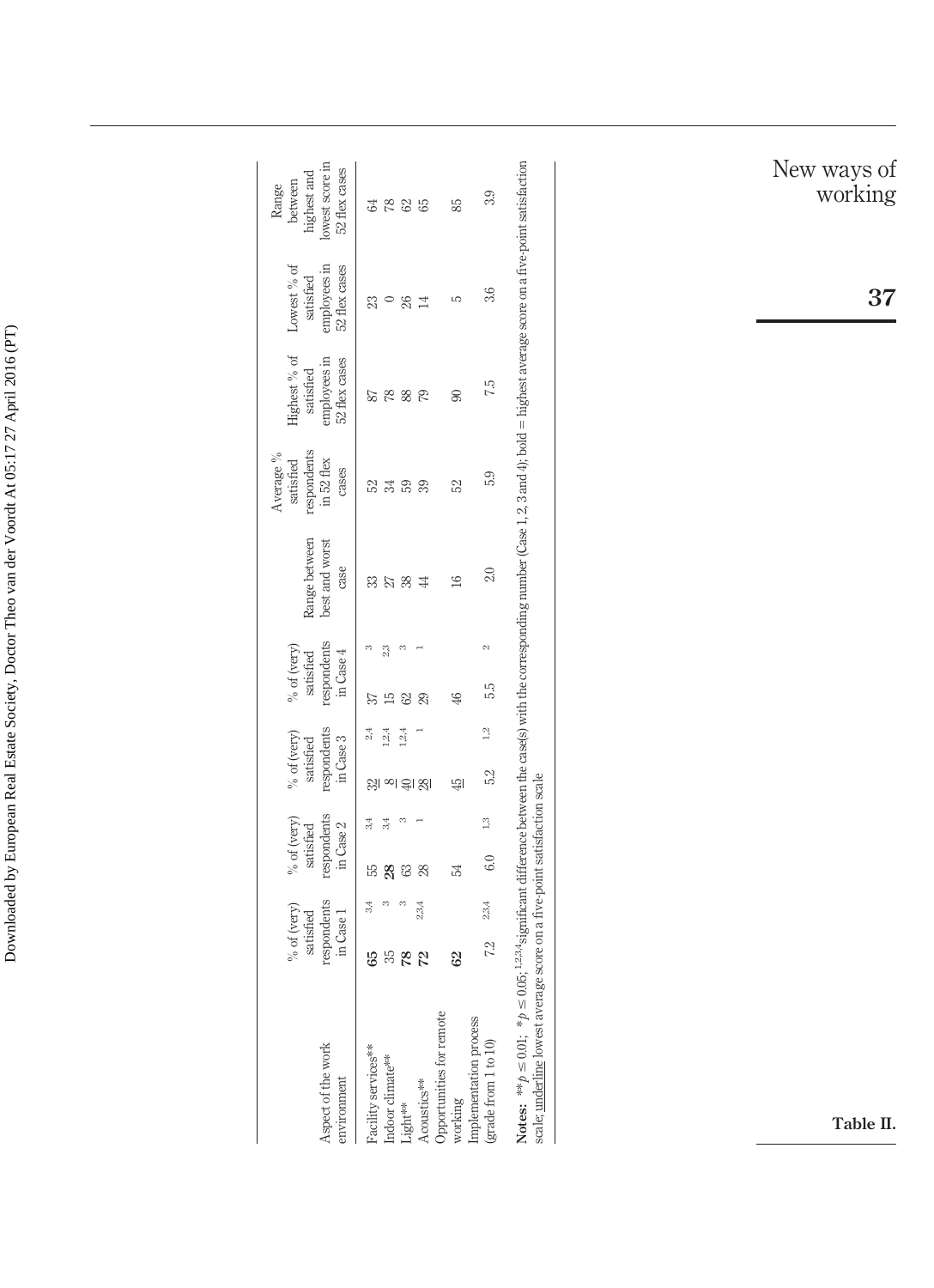| Aspect of the work environment | % of (very) satisfied respondents in Case 1 | % of (very) satisfied respondents in Case 2 | % of (very) satisfied respondents in Case 3 | % of (very) satisfied respondents in Case 4 | Range between best and worst case | Average % satisfied respondents in 52 flex cases | Highest % of satisfied employees in 52 flex cases | Lowest % of satisfied employees in 52 flex cases | Range between highest and lowest score in 52 flex cases |
|---|---|---|---|---|---|---|---|---|---|
| Facility services** | **65** [3,4] | 55 [3,4] | <u>32</u> [2,4] | 37 [3] | 33 | 52 | 87 | 23 | 64 |
| Indoor climate** | 35 [3] | **28** [3,4] | <u>8</u> [1,2,4] | 15 [2,3] | 27 | 34 | 78 | 0 | 78 |
| Light** | **78** [3] | 63 [3] | <u>40</u> [1,2,4] | 62 [3] | 38 | 59 | 88 | 26 | 62 |
| Acoustics** | **72** [2,3,4] | 28 [1] | <u>28</u> [1] | 29 [1] | 44 | 39 | 79 | 14 | 65 |
| Opportunities for remote working | **62** | 54 | <u>45</u> | 46 | 16 | 52 | 90 | 5 | 85 |
| Implementation process (grade from 1 to 10) | 7.2 [2,3,4] | 6.0 [1,3] | 5.2 [1,2] | 5.5 [2] | 2.0 | 5.9 | 7.5 | 3.6 | 3.9 |

**Notes:** ** $p \leq 0.01$; * $p \leq 0.05$; [1,2,3,4] significant difference between the case(s) with the corresponding number (Case 1, 2, 3 and 4); bold = highest average score on a five-point satisfaction scale; underline lowest average score on a five-point satisfaction scale

**Table II.**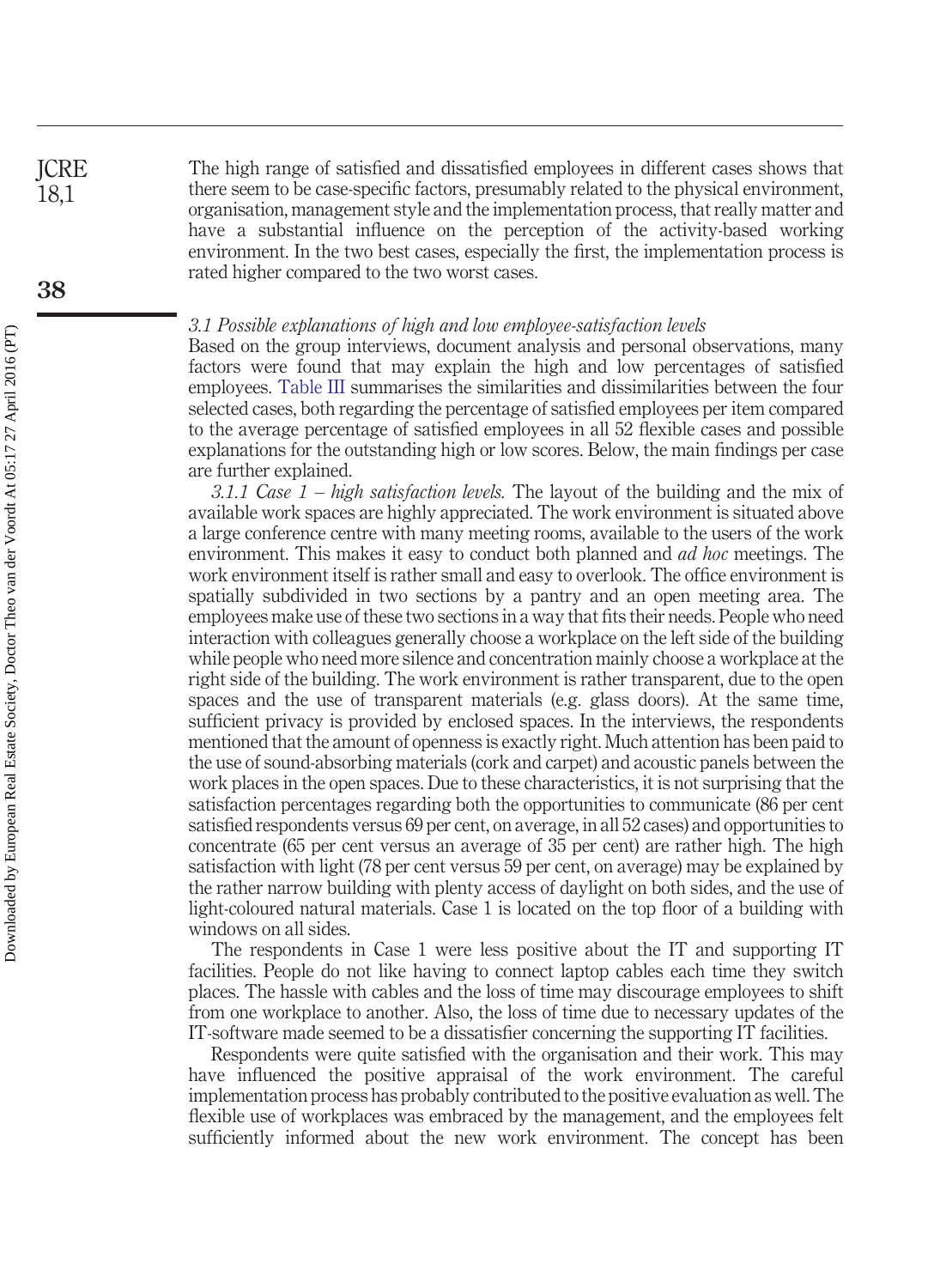The high range of satisfied and dissatisfied employees in different cases shows that there seem to be case-specific factors, presumably related to the physical environment, organisation, management style and the implementation process, that really matter and have a substantial influence on the perception of the activity-based working environment. In the two best cases, especially the first, the implementation process is rated higher compared to the two worst cases.

### *3.1 Possible explanations of high and low employee-satisfaction levels*

Based on the group interviews, document analysis and personal observations, many factors were found that may explain the high and low percentages of satisfied employees. Table III summarises the similarities and dissimilarities between the four selected cases, both regarding the percentage of satisfied employees per item compared to the average percentage of satisfied employees in all 52 flexible cases and possible explanations for the outstanding high or low scores. Below, the main findings per case are further explained.

*3.1.1 Case 1 – high satisfaction levels.* The layout of the building and the mix of available work spaces are highly appreciated. The work environment is situated above a large conference centre with many meeting rooms, available to the users of the work environment. This makes it easy to conduct both planned and *ad hoc* meetings. The work environment itself is rather small and easy to overlook. The office environment is spatially subdivided in two sections by a pantry and an open meeting area. The employees make use of these two sections in a way that fits their needs. People who need interaction with colleagues generally choose a workplace on the left side of the building while people who need more silence and concentration mainly choose a workplace at the right side of the building. The work environment is rather transparent, due to the open spaces and the use of transparent materials (e.g. glass doors). At the same time, sufficient privacy is provided by enclosed spaces. In the interviews, the respondents mentioned that the amount of openness is exactly right. Much attention has been paid to the use of sound-absorbing materials (cork and carpet) and acoustic panels between the work places in the open spaces. Due to these characteristics, it is not surprising that the satisfaction percentages regarding both the opportunities to communicate (86 per cent satisfied respondents versus 69 per cent, on average, in all 52 cases) and opportunities to concentrate (65 per cent versus an average of 35 per cent) are rather high. The high satisfaction with light (78 per cent versus 59 per cent, on average) may be explained by the rather narrow building with plenty access of daylight on both sides, and the use of light-coloured natural materials. Case 1 is located on the top floor of a building with windows on all sides.

The respondents in Case 1 were less positive about the IT and supporting IT facilities. People do not like having to connect laptop cables each time they switch places. The hassle with cables and the loss of time may discourage employees to shift from one workplace to another. Also, the loss of time due to necessary updates of the IT-software made seemed to be a dissatisfier concerning the supporting IT facilities.

Respondents were quite satisfied with the organisation and their work. This may have influenced the positive appraisal of the work environment. The careful implementation process has probably contributed to the positive evaluation as well. The flexible use of workplaces was embraced by the management, and the employees felt sufficiently informed about the new work environment. The concept has been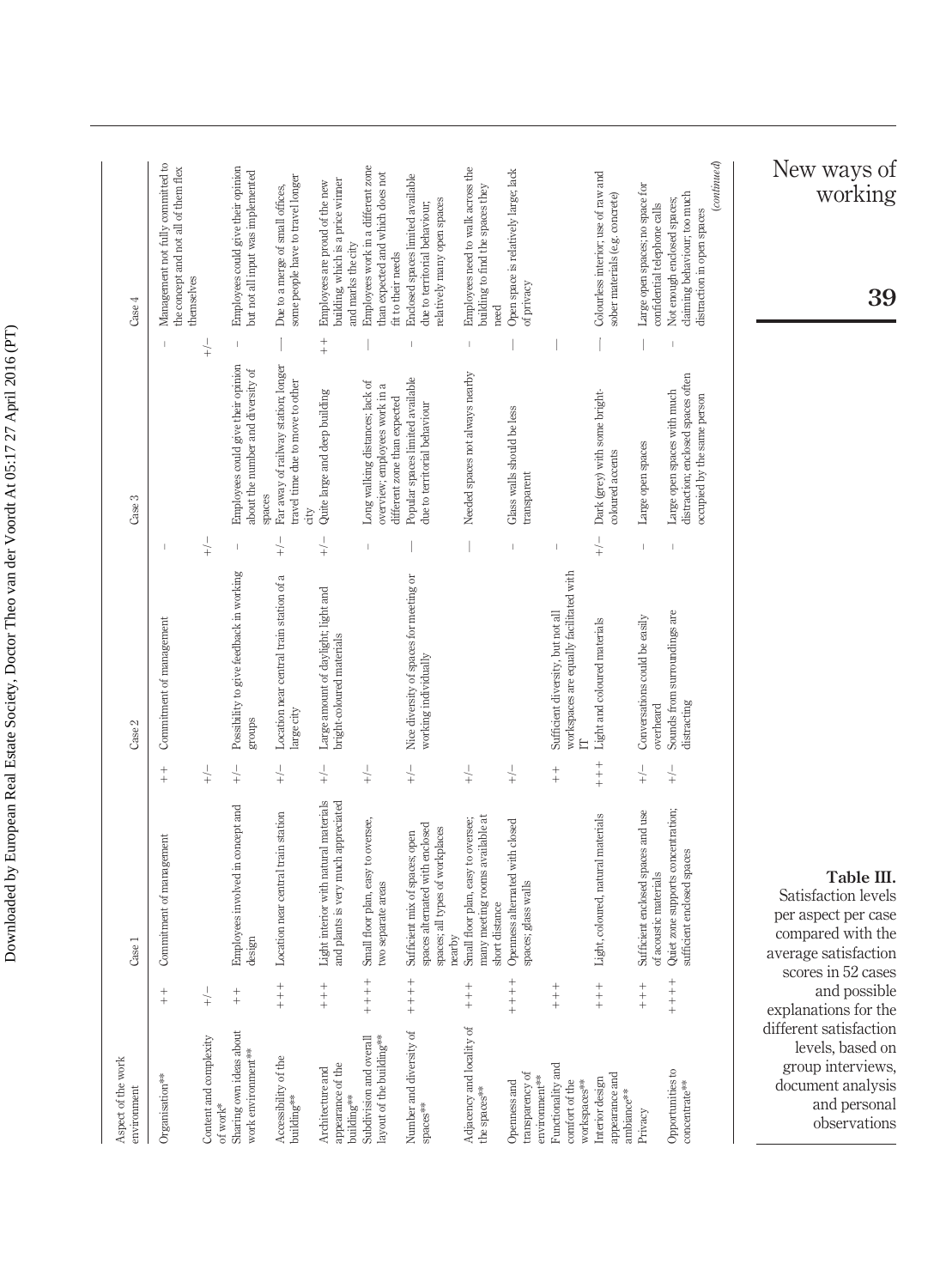**Table III.** Satisfaction levels per aspect per case compared with the average satisfaction scores in 52 cases and possible explanations for the different satisfaction levels, based on group interviews, document analysis and personal observations

| Aspect of the work environment | | Case 1 | | Case 2 | | Case 3 | | Case 4 |
|---|---|---|---|---|---|---|---|---|
| Organisation** | ++ | Commitment of management | ++ | Commitment of management | – | | – | Management not fully committed to the concept and not all of them flex themselves |
| Content and complexity of work* | +/– | | +/– | | +/– | | +/– | |
| Sharing own ideas about work environment** | ++ | Employees involved in concept and design | +/– | Possibility to give feedback in working groups | – | Employees could give their opinion about the number and diversity of spaces | – | Employees could give their opinion but not all input was implemented |
| Accessibility of the building** | +++ | Location near central train station | +/– | Location near central train station of a large city | +/– | Far away of railway station; longer travel time due to move to other city | — | Due to a merge of small offices, some people have to travel longer |
| Architecture and appearance of the building** | +++ | Light interior with natural materials and plants is very much appreciated | +/– | Large amount of daylight; light and bright-coloured materials | +/– | Quite large and deep building | ++ | Employees are proud of the new building, which is a price winner and marks the city |
| Subdivision and overall layout of the building** | ++++ | Small floor plan, easy to oversee, two separate areas | +/– | | – | Long walking distances; lack of overview; employees work in a different zone than expected | — | Employees work in a different zone than expected and which does not fit to their needs |
| Number and diversity of spaces** | ++++ | Sufficient mix of spaces; open spaces alternated with enclosed spaces; all types of workplaces nearby | +/– | Nice diversity of spaces for meeting or working individually | — | Popular spaces limited available due to territorial behaviour | – | Enclosed spaces limited available due to territorial behaviour; relatively many open spaces |
| Adjacency and locality of the spaces** | +++ | Small floor plan, easy to oversee; many meeting rooms available at short distance | +/– | | — | Needed spaces not always nearby | – | Employees need to walk across the building to find the spaces they need |
| Openness and transparency of environment** | ++++ | Openness alternated with closed spaces; glass walls | +/– | | – | Glass walls should be less transparent | — | Open space is relatively large; lack of privacy |
| Functionality and comfort of the workspaces** | +++ | | ++ | Sufficient diversity, but not all workspaces are equally facilitated with IT | – | | — | |
| Interior design appearance and ambiance** | +++ | Light, coloured, natural materials | +++ | Light and coloured materials | +/– | Dark (grey) with some bright-coloured accents | — | Colourless interior; use of raw and sober materials (e.g. concrete) |
| Privacy | +++ | Sufficient enclosed spaces and use of acoustic materials | +/– | Conversations could be easily overheard | – | Large open spaces | — | Large open spaces; no space for confidential telephone calls |
| Opportunities to concentrate** | ++++ | Quiet zone supports concentration; sufficient enclosed spaces | +/– | Sounds from surroundings are distracting | – | Large open spaces with much distraction; enclosed spaces often occupied by the same person | – | Not enough enclosed spaces; claiming behaviour; too much distraction in open spaces |

*(continued)*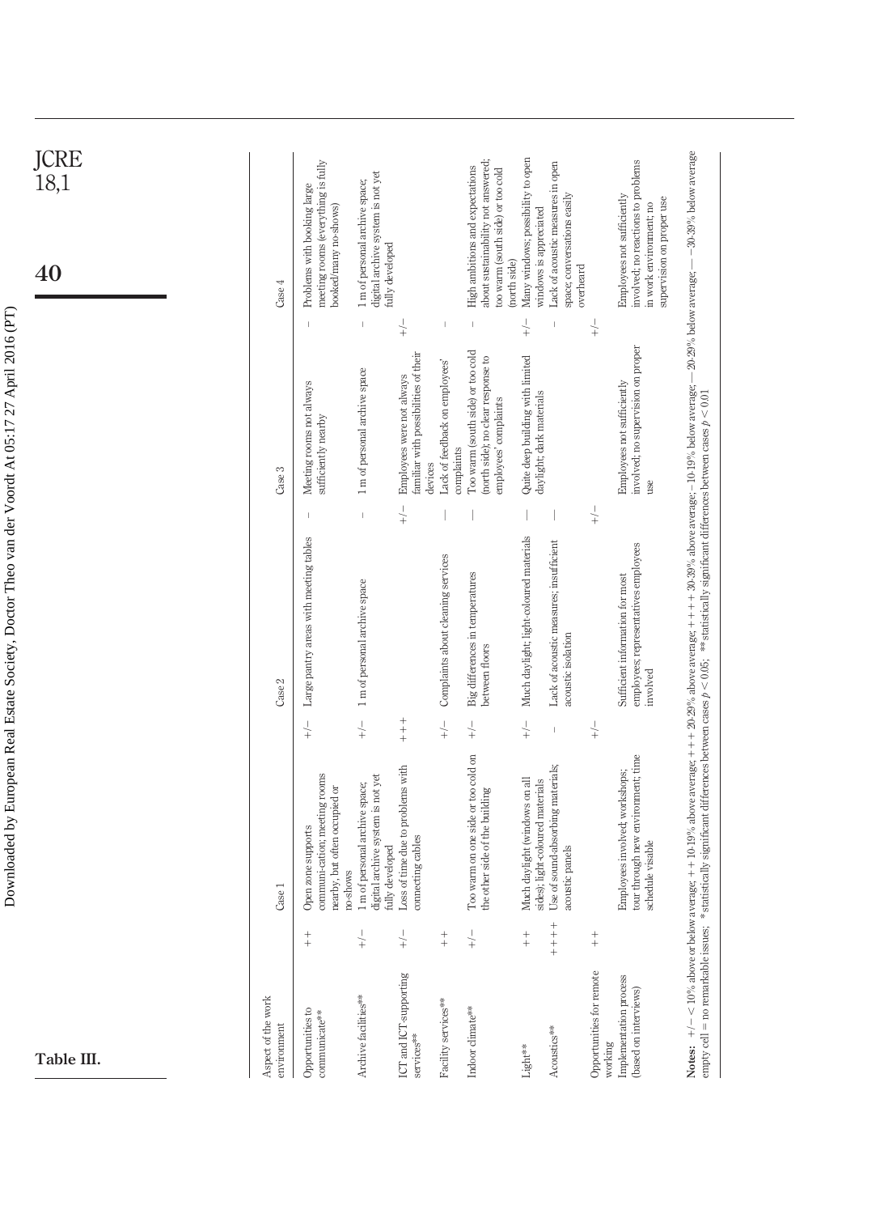**Table III.**

| Aspect of the work environment | | Case 1 | | Case 2 | | Case 3 | | Case 4 |
|---|---|---|---|---|---|---|---|---|
| Opportunities to communicate** | ++ | Open zone supports communi-cation; meeting rooms nearby, but often occupied or no-shows | +/− | Large pantry areas with meeting tables | − | Meeting rooms not always sufficiently nearby | − | Problems with booking large meeting rooms (everything is fully booked/many no-shows) |
| Archive facilities** | +/− | 1 m of personal archive space; digital archive system is not yet fully developed | +/− | 1 m of personal archive space | − | 1 m of personal archive space | − | 1 m of personal archive space; digital archive system is not yet fully developed |
| ICT and ICT-supporting services** | +/− | Loss of time due to problems with connecting cables | +++ | | +/− | Employees were not always familiar with possibilities of their devices | +/− | |
| Facility services** | ++ | | +/− | Complaints about cleaning services | — | Lack of feedback on employees' complaints | − | |
| Indoor climate** | +/− | Too warm on one side or too cold on the other side of the building | +/− | Big differences in temperatures between floors | — | Too warm (south side) or too cold (north side); no clear response to employees' complaints | − | High ambitions and expectations about sustainability not answered; too warm (south side) or too cold (north side) |
| Light** | ++ | Much daylight (windows on all sides); light-coloured materials | +/− | Much daylight; light-coloured materials | — | Quite deep building with limited daylight; dark materials | +/− | Many windows; possibility to open windows is appreciated |
| Acoustics** | ++++ | Use of sound-absorbing materials; acoustic panels | − | Lack of acoustic measures; insufficient acoustic isolation | — | | − | Lack of acoustic measures in open space; conversations easily overheard |
| Opportunities for remote working | ++ | | +/− | | +/− | | +/− | |
| Implementation process (based on interviews) | | Employees involved; workshops; tour through new environment; time schedule visable | | Sufficient information for most employees; representatives employees involved | | Employees not sufficiently involved; no supervision on proper use | | Employees not sufficiently involved; no reactions to problems in work environment; no supervision on proper use |

**Notes:** +/− < 10% above or below average; ++ 10-19% above average; +++ 20-29% above average; ++++ 30-39% above average; −10-19% below average; — 20-29% below average; — −30-39% below average empty cell = no remarkable issues; *statistically significant differences between cases $p < 0.05$; **statistically significant differences between cases $p < 0.01$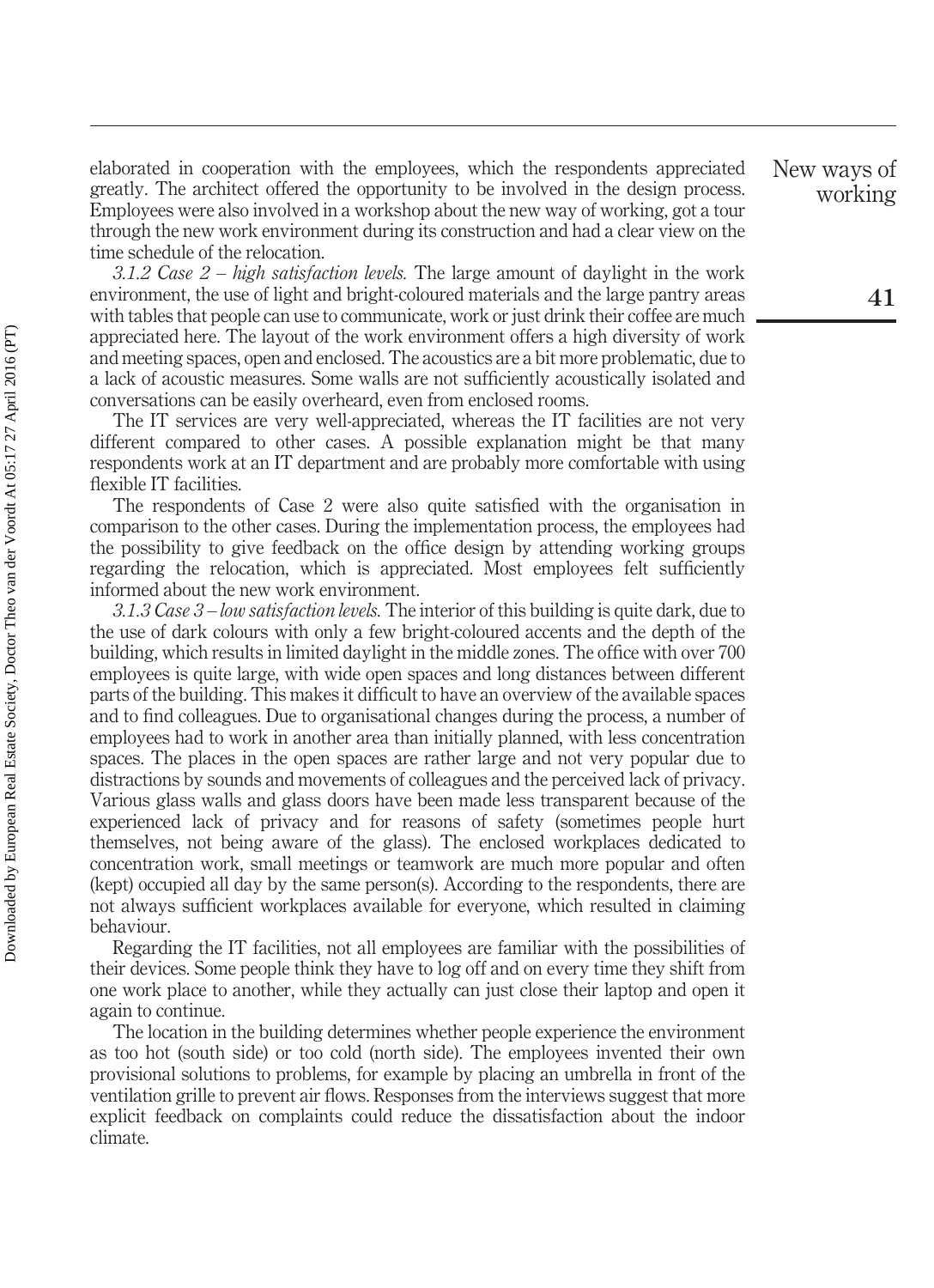elaborated in cooperation with the employees, which the respondents appreciated greatly. The architect offered the opportunity to be involved in the design process. Employees were also involved in a workshop about the new way of working, got a tour through the new work environment during its construction and had a clear view on the time schedule of the relocation.

*3.1.2 Case 2 – high satisfaction levels.* The large amount of daylight in the work environment, the use of light and bright-coloured materials and the large pantry areas with tables that people can use to communicate, work or just drink their coffee are much appreciated here. The layout of the work environment offers a high diversity of work and meeting spaces, open and enclosed. The acoustics are a bit more problematic, due to a lack of acoustic measures. Some walls are not sufficiently acoustically isolated and conversations can be easily overheard, even from enclosed rooms.

The IT services are very well-appreciated, whereas the IT facilities are not very different compared to other cases. A possible explanation might be that many respondents work at an IT department and are probably more comfortable with using flexible IT facilities.

The respondents of Case 2 were also quite satisfied with the organisation in comparison to the other cases. During the implementation process, the employees had the possibility to give feedback on the office design by attending working groups regarding the relocation, which is appreciated. Most employees felt sufficiently informed about the new work environment.

*3.1.3 Case 3 – low satisfaction levels.* The interior of this building is quite dark, due to the use of dark colours with only a few bright-coloured accents and the depth of the building, which results in limited daylight in the middle zones. The office with over 700 employees is quite large, with wide open spaces and long distances between different parts of the building. This makes it difficult to have an overview of the available spaces and to find colleagues. Due to organisational changes during the process, a number of employees had to work in another area than initially planned, with less concentration spaces. The places in the open spaces are rather large and not very popular due to distractions by sounds and movements of colleagues and the perceived lack of privacy. Various glass walls and glass doors have been made less transparent because of the experienced lack of privacy and for reasons of safety (sometimes people hurt themselves, not being aware of the glass). The enclosed workplaces dedicated to concentration work, small meetings or teamwork are much more popular and often (kept) occupied all day by the same person(s). According to the respondents, there are not always sufficient workplaces available for everyone, which resulted in claiming behaviour.

Regarding the IT facilities, not all employees are familiar with the possibilities of their devices. Some people think they have to log off and on every time they shift from one work place to another, while they actually can just close their laptop and open it again to continue.

The location in the building determines whether people experience the environment as too hot (south side) or too cold (north side). The employees invented their own provisional solutions to problems, for example by placing an umbrella in front of the ventilation grille to prevent air flows. Responses from the interviews suggest that more explicit feedback on complaints could reduce the dissatisfaction about the indoor climate.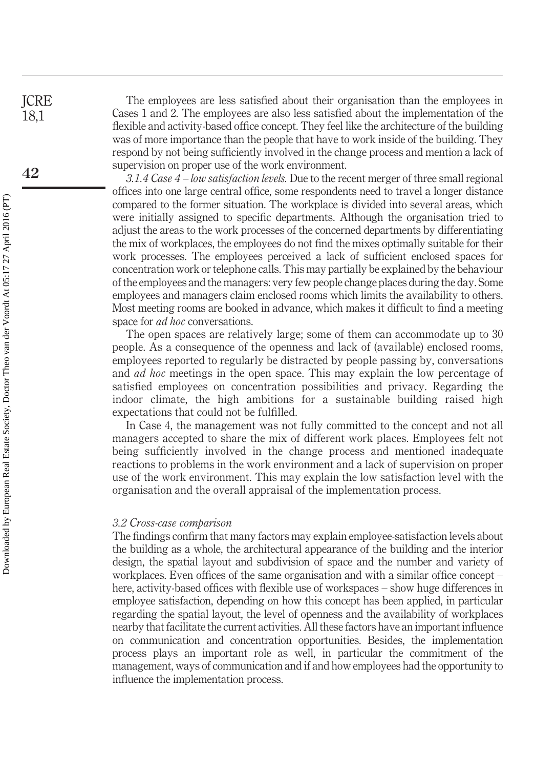The employees are less satisfied about their organisation than the employees in Cases 1 and 2. The employees are also less satisfied about the implementation of the flexible and activity-based office concept. They feel like the architecture of the building was of more importance than the people that have to work inside of the building. They respond by not being sufficiently involved in the change process and mention a lack of supervision on proper use of the work environment.

*3.1.4 Case 4 – low satisfaction levels.* Due to the recent merger of three small regional offices into one large central office, some respondents need to travel a longer distance compared to the former situation. The workplace is divided into several areas, which were initially assigned to specific departments. Although the organisation tried to adjust the areas to the work processes of the concerned departments by differentiating the mix of workplaces, the employees do not find the mixes optimally suitable for their work processes. The employees perceived a lack of sufficient enclosed spaces for concentration work or telephone calls. This may partially be explained by the behaviour of the employees and the managers: very few people change places during the day. Some employees and managers claim enclosed rooms which limits the availability to others. Most meeting rooms are booked in advance, which makes it difficult to find a meeting space for *ad hoc* conversations.

The open spaces are relatively large; some of them can accommodate up to 30 people. As a consequence of the openness and lack of (available) enclosed rooms, employees reported to regularly be distracted by people passing by, conversations and *ad hoc* meetings in the open space. This may explain the low percentage of satisfied employees on concentration possibilities and privacy. Regarding the indoor climate, the high ambitions for a sustainable building raised high expectations that could not be fulfilled.

In Case 4, the management was not fully committed to the concept and not all managers accepted to share the mix of different work places. Employees felt not being sufficiently involved in the change process and mentioned inadequate reactions to problems in the work environment and a lack of supervision on proper use of the work environment. This may explain the low satisfaction level with the organisation and the overall appraisal of the implementation process.

### *3.2 Cross-case comparison*

The findings confirm that many factors may explain employee-satisfaction levels about the building as a whole, the architectural appearance of the building and the interior design, the spatial layout and subdivision of space and the number and variety of workplaces. Even offices of the same organisation and with a similar office concept – here, activity-based offices with flexible use of workspaces – show huge differences in employee satisfaction, depending on how this concept has been applied, in particular regarding the spatial layout, the level of openness and the availability of workplaces nearby that facilitate the current activities. All these factors have an important influence on communication and concentration opportunities. Besides, the implementation process plays an important role as well, in particular the commitment of the management, ways of communication and if and how employees had the opportunity to influence the implementation process.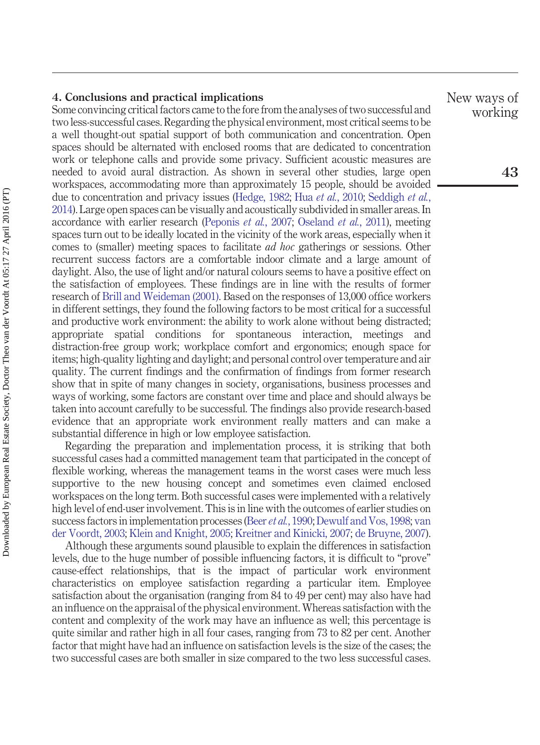## 4. Conclusions and practical implications

Some convincing critical factors came to the fore from the analyses of two successful and two less-successful cases. Regarding the physical environment, most critical seems to be a well thought-out spatial support of both communication and concentration. Open spaces should be alternated with enclosed rooms that are dedicated to concentration work or telephone calls and provide some privacy. Sufficient acoustic measures are needed to avoid aural distraction. As shown in several other studies, large open workspaces, accommodating more than approximately 15 people, should be avoided due to concentration and privacy issues (Hedge, 1982; Hua *et al.*, 2010; Seddigh *et al.*, 2014). Large open spaces can be visually and acoustically subdivided in smaller areas. In accordance with earlier research (Peponis *et al.*, 2007; Oseland *et al.*, 2011), meeting spaces turn out to be ideally located in the vicinity of the work areas, especially when it comes to (smaller) meeting spaces to facilitate *ad hoc* gatherings or sessions. Other recurrent success factors are a comfortable indoor climate and a large amount of daylight. Also, the use of light and/or natural colours seems to have a positive effect on the satisfaction of employees. These findings are in line with the results of former research of Brill and Weideman (2001). Based on the responses of 13,000 office workers in different settings, they found the following factors to be most critical for a successful and productive work environment: the ability to work alone without being distracted; appropriate spatial conditions for spontaneous interaction, meetings and distraction-free group work; workplace comfort and ergonomics; enough space for items; high-quality lighting and daylight; and personal control over temperature and air quality. The current findings and the confirmation of findings from former research show that in spite of many changes in society, organisations, business processes and ways of working, some factors are constant over time and place and should always be taken into account carefully to be successful. The findings also provide research-based evidence that an appropriate work environment really matters and can make a substantial difference in high or low employee satisfaction.

Regarding the preparation and implementation process, it is striking that both successful cases had a committed management team that participated in the concept of flexible working, whereas the management teams in the worst cases were much less supportive to the new housing concept and sometimes even claimed enclosed workspaces on the long term. Both successful cases were implemented with a relatively high level of end-user involvement. This is in line with the outcomes of earlier studies on success factors in implementation processes (Beer *et al.*, 1990; Dewulf and Vos, 1998; van der Voordt, 2003; Klein and Knight, 2005; Kreitner and Kinicki, 2007; de Bruyne, 2007).

Although these arguments sound plausible to explain the differences in satisfaction levels, due to the huge number of possible influencing factors, it is difficult to "prove" cause-effect relationships, that is the impact of particular work environment characteristics on employee satisfaction regarding a particular item. Employee satisfaction about the organisation (ranging from 84 to 49 per cent) may also have had an influence on the appraisal of the physical environment. Whereas satisfaction with the content and complexity of the work may have an influence as well; this percentage is quite similar and rather high in all four cases, ranging from 73 to 82 per cent. Another factor that might have had an influence on satisfaction levels is the size of the cases; the two successful cases are both smaller in size compared to the two less successful cases.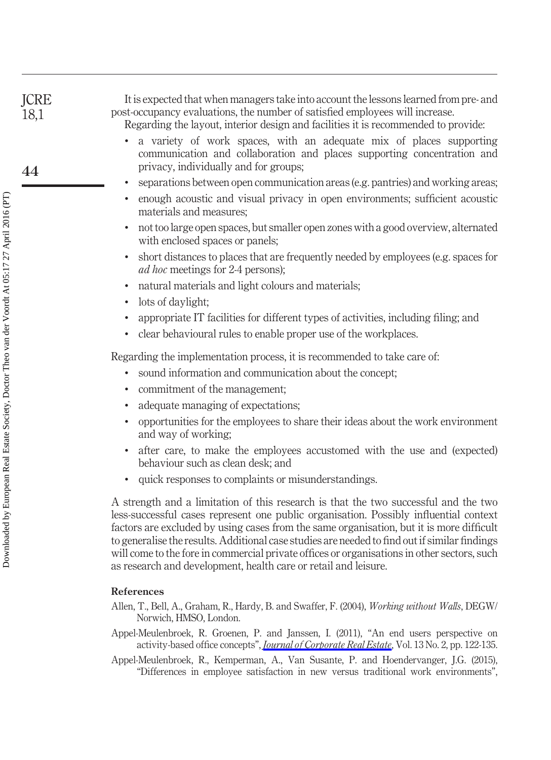It is expected that when managers take into account the lessons learned from pre- and post-occupancy evaluations, the number of satisfied employees will increase.

Regarding the layout, interior design and facilities it is recommended to provide:

- a variety of work spaces, with an adequate mix of places supporting communication and collaboration and places supporting concentration and privacy, individually and for groups;
- separations between open communication areas (e.g. pantries) and working areas;
- enough acoustic and visual privacy in open environments; sufficient acoustic materials and measures;
- not too large open spaces, but smaller open zones with a good overview, alternated with enclosed spaces or panels;
- short distances to places that are frequently needed by employees (e.g. spaces for *ad hoc* meetings for 2-4 persons);
- natural materials and light colours and materials;
- lots of daylight;
- appropriate IT facilities for different types of activities, including filing; and
- clear behavioural rules to enable proper use of the workplaces.

Regarding the implementation process, it is recommended to take care of:

- sound information and communication about the concept;
- commitment of the management;
- adequate managing of expectations;
- opportunities for the employees to share their ideas about the work environment and way of working;
- after care, to make the employees accustomed with the use and (expected) behaviour such as clean desk; and
- quick responses to complaints or misunderstandings.

A strength and a limitation of this research is that the two successful and the two less-successful cases represent one public organisation. Possibly influential context factors are excluded by using cases from the same organisation, but it is more difficult to generalise the results. Additional case studies are needed to find out if similar findings will come to the fore in commercial private offices or organisations in other sectors, such as research and development, health care or retail and leisure.

## References

Allen, T., Bell, A., Graham, R., Hardy, B. and Swaffer, F. (2004), *Working without Walls*, DEGW/Norwich, HMSO, London.

Appel-Meulenbroek, R. Groenen, P. and Janssen, I. (2011), "An end users perspective on activity-based office concepts", *Journal of Corporate Real Estate*, Vol. 13 No. 2, pp. 122-135.

Appel-Meulenbroek, R., Kemperman, A., Van Susante, P. and Hoendervanger, J.G. (2015), "Differences in employee satisfaction in new versus traditional work environments",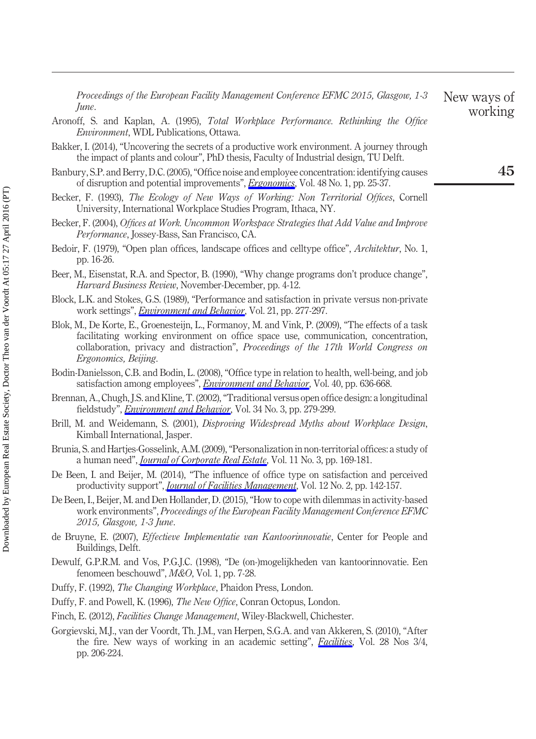*Proceedings of the European Facility Management Conference EFMC 2015, Glasgow, 1-3 June*.

Aronoff, S. and Kaplan, A. (1995), *Total Workplace Performance. Rethinking the Office Environment*, WDL Publications, Ottawa.

Bakker, I. (2014), "Uncovering the secrets of a productive work environment. A journey through the impact of plants and colour", PhD thesis, Faculty of Industrial design, TU Delft.

Banbury, S.P. and Berry, D.C. (2005), "Office noise and employee concentration: identifying causes of disruption and potential improvements", *Ergonomics*, Vol. 48 No. 1, pp. 25-37.

Becker, F. (1993), *The Ecology of New Ways of Working: Non Territorial Offices*, Cornell University, International Workplace Studies Program, Ithaca, NY.

Becker, F. (2004), *Offices at Work. Uncommon Workspace Strategies that Add Value and Improve Performance*, Jossey-Bass, San Francisco, CA.

Bedoir, F. (1979), "Open plan offices, landscape offices and celltype office", *Architektur*, No. 1, pp. 16-26.

Beer, M., Eisenstat, R.A. and Spector, B. (1990), "Why change programs don't produce change", *Harvard Business Review*, November-December, pp. 4-12.

Block, L.K. and Stokes, G.S. (1989), "Performance and satisfaction in private versus non-private work settings", *Environment and Behavior*, Vol. 21, pp. 277-297.

Blok, M., De Korte, E., Groenesteijn, L., Formanoy, M. and Vink, P. (2009), "The effects of a task facilitating working environment on office space use, communication, concentration, collaboration, privacy and distraction", *Proceedings of the 17th World Congress on Ergonomics, Beijing*.

Bodin-Danielsson, C.B. and Bodin, L. (2008), "Office type in relation to health, well-being, and job satisfaction among employees", *Environment and Behavior*, Vol. 40, pp. 636-668.

Brennan, A., Chugh, J.S. and Kline, T. (2002), "Traditional versus open office design: a longitudinal fieldstudy", *Environment and Behavior*, Vol. 34 No. 3, pp. 279-299.

Brill, M. and Weidemann, S. (2001), *Disproving Widespread Myths about Workplace Design*, Kimball International, Jasper.

Brunia, S. and Hartjes-Gosselink, A.M. (2009), "Personalization in non-territorial offices: a study of a human need", *Journal of Corporate Real Estate*, Vol. 11 No. 3, pp. 169-181.

De Been, I. and Beijer, M. (2014), "The influence of office type on satisfaction and perceived productivity support", *Journal of Facilities Management*, Vol. 12 No. 2, pp. 142-157.

De Been, I., Beijer, M. and Den Hollander, D. (2015), "How to cope with dilemmas in activity-based work environments", *Proceedings of the European Facility Management Conference EFMC 2015, Glasgow, 1-3 June*.

de Bruyne, E. (2007), *Effectieve Implementatie van Kantoorinnovatie*, Center for People and Buildings, Delft.

Dewulf, G.P.R.M. and Vos, P.G.J.C. (1998), "De (on-)mogelijkheden van kantoorinnovatie. Een fenomeen beschouwd", *M&O*, Vol. 1, pp. 7-28.

Duffy, F. (1992), *The Changing Workplace*, Phaidon Press, London.

Duffy, F. and Powell, K. (1996), *The New Office*, Conran Octopus, London.

Finch, E. (2012), *Facilities Change Management*, Wiley-Blackwell, Chichester.

Gorgievski, M.J., van der Voordt, Th. J.M., van Herpen, S.G.A. and van Akkeren, S. (2010), "After the fire. New ways of working in an academic setting", *Facilities*, Vol. 28 Nos 3/4, pp. 206-224.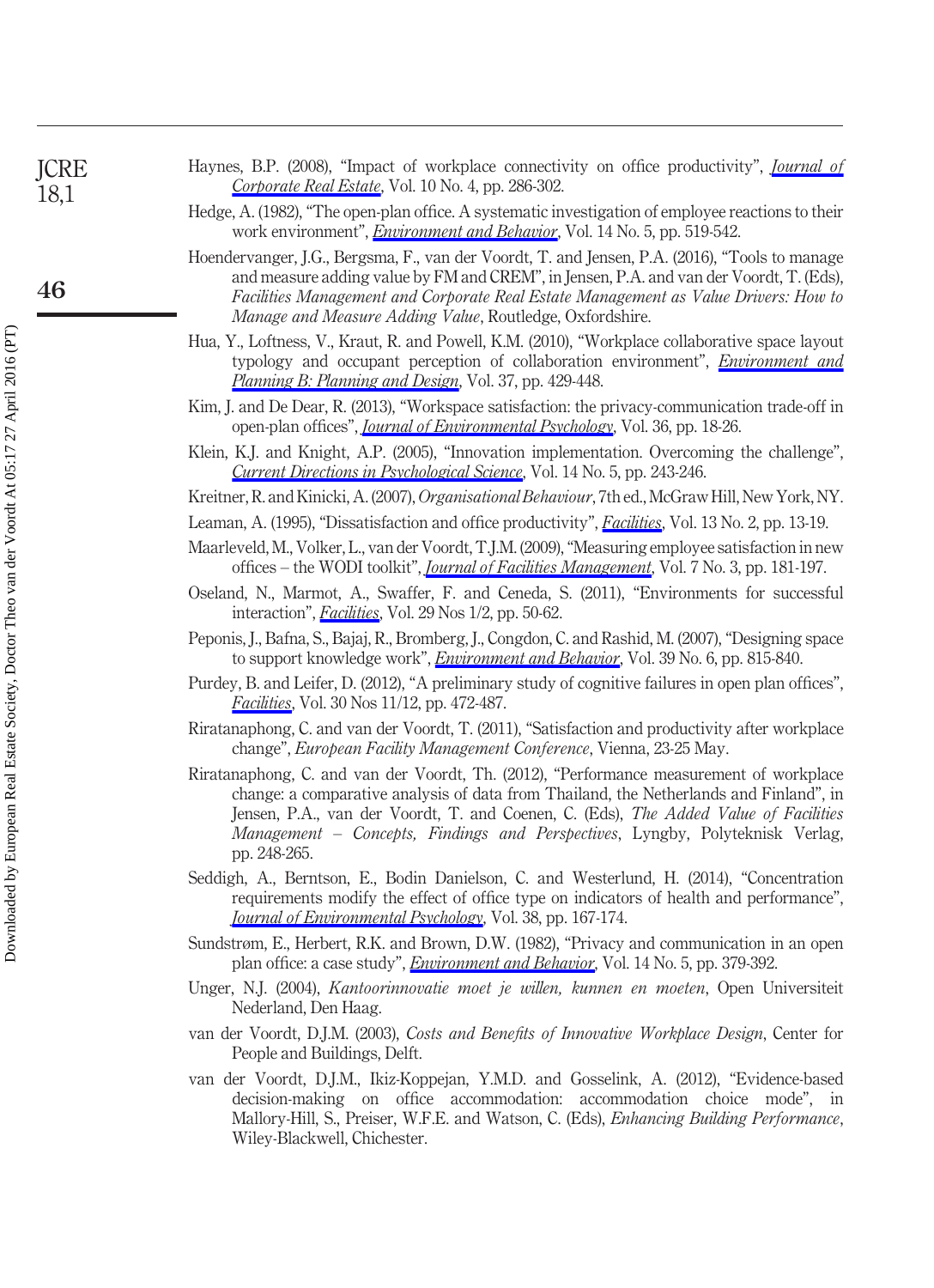Haynes, B.P. (2008), "Impact of workplace connectivity on office productivity", *Journal of Corporate Real Estate*, Vol. 10 No. 4, pp. 286-302.

Hedge, A. (1982), "The open-plan office. A systematic investigation of employee reactions to their work environment", *Environment and Behavior*, Vol. 14 No. 5, pp. 519-542.

Hoendervanger, J.G., Bergsma, F., van der Voordt, T. and Jensen, P.A. (2016), "Tools to manage and measure adding value by FM and CREM", in Jensen, P.A. and van der Voordt, T. (Eds), *Facilities Management and Corporate Real Estate Management as Value Drivers: How to Manage and Measure Adding Value*, Routledge, Oxfordshire.

Hua, Y., Loftness, V., Kraut, R. and Powell, K.M. (2010), "Workplace collaborative space layout typology and occupant perception of collaboration environment", *Environment and Planning B: Planning and Design*, Vol. 37, pp. 429-448.

Kim, J. and De Dear, R. (2013), "Workspace satisfaction: the privacy-communication trade-off in open-plan offices", *Journal of Environmental Psychology*, Vol. 36, pp. 18-26.

Klein, K.J. and Knight, A.P. (2005), "Innovation implementation. Overcoming the challenge", *Current Directions in Psychological Science*, Vol. 14 No. 5, pp. 243-246.

Kreitner, R. and Kinicki, A. (2007), *Organisational Behaviour*, 7th ed., McGraw Hill, New York, NY.

Leaman, A. (1995), "Dissatisfaction and office productivity", *Facilities*, Vol. 13 No. 2, pp. 13-19.

Maarleveld, M., Volker, L., van der Voordt, T.J.M. (2009), "Measuring employee satisfaction in new offices – the WODI toolkit", *Journal of Facilities Management*, Vol. 7 No. 3, pp. 181-197.

Oseland, N., Marmot, A., Swaffer, F. and Ceneda, S. (2011), "Environments for successful interaction", *Facilities*, Vol. 29 Nos 1/2, pp. 50-62.

Peponis, J., Bafna, S., Bajaj, R., Bromberg, J., Congdon, C. and Rashid, M. (2007), "Designing space to support knowledge work", *Environment and Behavior*, Vol. 39 No. 6, pp. 815-840.

Purdey, B. and Leifer, D. (2012), "A preliminary study of cognitive failures in open plan offices", *Facilities*, Vol. 30 Nos 11/12, pp. 472-487.

Riratanaphong, C. and van der Voordt, T. (2011), "Satisfaction and productivity after workplace change", *European Facility Management Conference*, Vienna, 23-25 May.

Riratanaphong, C. and van der Voordt, Th. (2012), "Performance measurement of workplace change: a comparative analysis of data from Thailand, the Netherlands and Finland", in Jensen, P.A., van der Voordt, T. and Coenen, C. (Eds), *The Added Value of Facilities Management – Concepts, Findings and Perspectives*, Lyngby, Polyteknisk Verlag, pp. 248-265.

Seddigh, A., Berntson, E., Bodin Danielson, C. and Westerlund, H. (2014), "Concentration requirements modify the effect of office type on indicators of health and performance", *Journal of Environmental Psychology*, Vol. 38, pp. 167-174.

Sundstrøm, E., Herbert, R.K. and Brown, D.W. (1982), "Privacy and communication in an open plan office: a case study", *Environment and Behavior*, Vol. 14 No. 5, pp. 379-392.

Unger, N.J. (2004), *Kantoorinnovatie moet je willen, kunnen en moeten*, Open Universiteit Nederland, Den Haag.

van der Voordt, D.J.M. (2003), *Costs and Benefits of Innovative Workplace Design*, Center for People and Buildings, Delft.

van der Voordt, D.J.M., Ikiz-Koppejan, Y.M.D. and Gosselink, A. (2012), "Evidence-based decision-making on office accommodation: accommodation choice mode", in Mallory-Hill, S., Preiser, W.F.E. and Watson, C. (Eds), *Enhancing Building Performance*, Wiley-Blackwell, Chichester.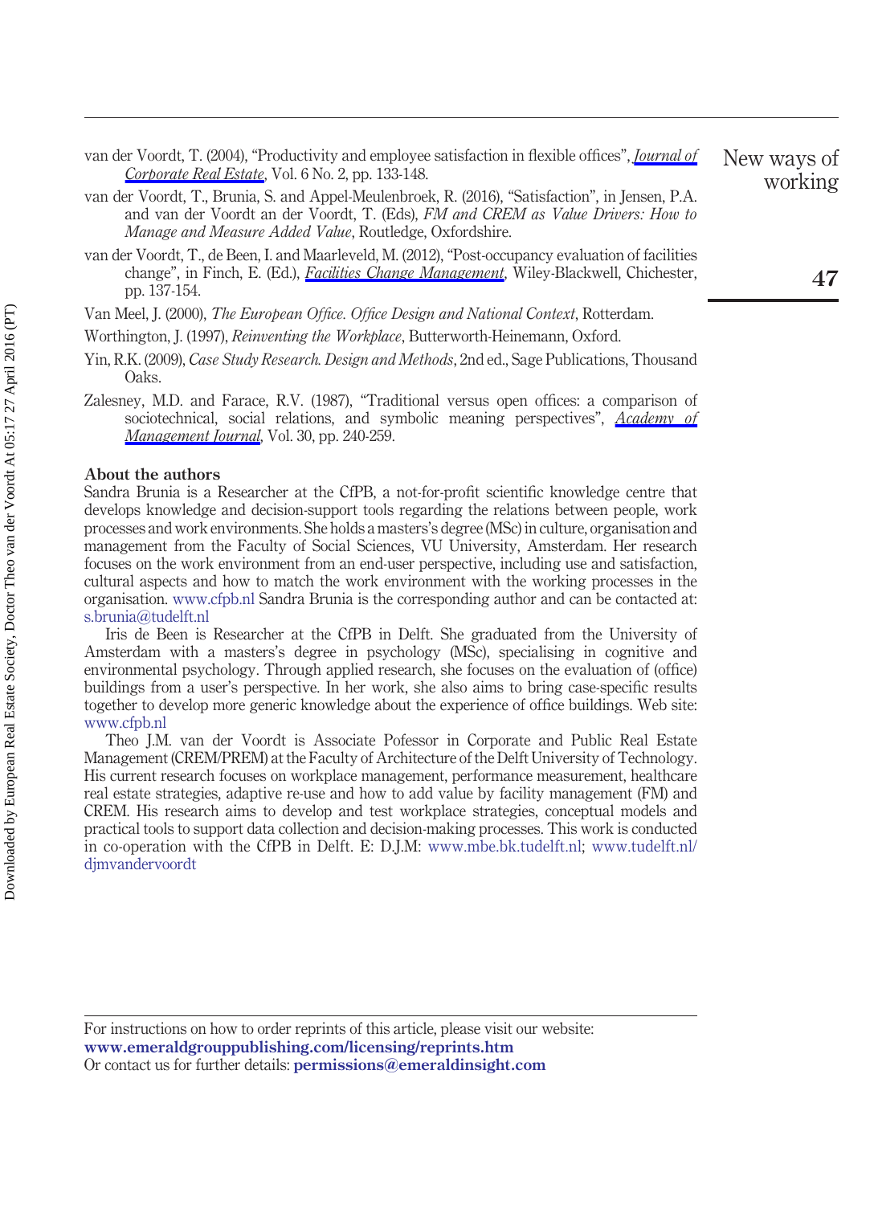van der Voordt, T. (2004), "Productivity and employee satisfaction in flexible offices", *Journal of Corporate Real Estate*, Vol. 6 No. 2, pp. 133-148.

van der Voordt, T., Brunia, S. and Appel-Meulenbroek, R. (2016), "Satisfaction", in Jensen, P.A. and van der Voordt an der Voordt, T. (Eds), *FM and CREM as Value Drivers: How to Manage and Measure Added Value*, Routledge, Oxfordshire.

van der Voordt, T., de Been, I. and Maarleveld, M. (2012), "Post-occupancy evaluation of facilities change", in Finch, E. (Ed.), *Facilities Change Management*, Wiley-Blackwell, Chichester, pp. 137-154.

Van Meel, J. (2000), *The European Office. Office Design and National Context*, Rotterdam.

Worthington, J. (1997), *Reinventing the Workplace*, Butterworth-Heinemann, Oxford.

Yin, R.K. (2009), *Case Study Research. Design and Methods*, 2nd ed., Sage Publications, Thousand Oaks.

Zalesney, M.D. and Farace, R.V. (1987), "Traditional versus open offices: a comparison of sociotechnical, social relations, and symbolic meaning perspectives", *Academy of Management Journal*, Vol. 30, pp. 240-259.

## About the authors

Sandra Brunia is a Researcher at the CfPB, a not-for-profit scientific knowledge centre that develops knowledge and decision-support tools regarding the relations between people, work processes and work environments. She holds a masters's degree (MSc) in culture, organisation and management from the Faculty of Social Sciences, VU University, Amsterdam. Her research focuses on the work environment from an end-user perspective, including use and satisfaction, cultural aspects and how to match the work environment with the working processes in the organisation. www.cfpb.nl Sandra Brunia is the corresponding author and can be contacted at: s.brunia@tudelft.nl

Iris de Been is Researcher at the CfPB in Delft. She graduated from the University of Amsterdam with a masters's degree in psychology (MSc), specialising in cognitive and environmental psychology. Through applied research, she focuses on the evaluation of (office) buildings from a user's perspective. In her work, she also aims to bring case-specific results together to develop more generic knowledge about the experience of office buildings. Web site: www.cfpb.nl

Theo J.M. van der Voordt is Associate Pofessor in Corporate and Public Real Estate Management (CREM/PREM) at the Faculty of Architecture of the Delft University of Technology. His current research focuses on workplace management, performance measurement, healthcare real estate strategies, adaptive re-use and how to add value by facility management (FM) and CREM. His research aims to develop and test workplace strategies, conceptual models and practical tools to support data collection and decision-making processes. This work is conducted in co-operation with the CfPB in Delft. E: D.J.M: www.mbe.bk.tudelft.nl; www.tudelft.nl/djmvandervoordt

For instructions on how to order reprints of this article, please visit our website:
**www.emeraldgrouppublishing.com/licensing/reprints.htm**
Or contact us for further details: **permissions@emeraldinsight.com**